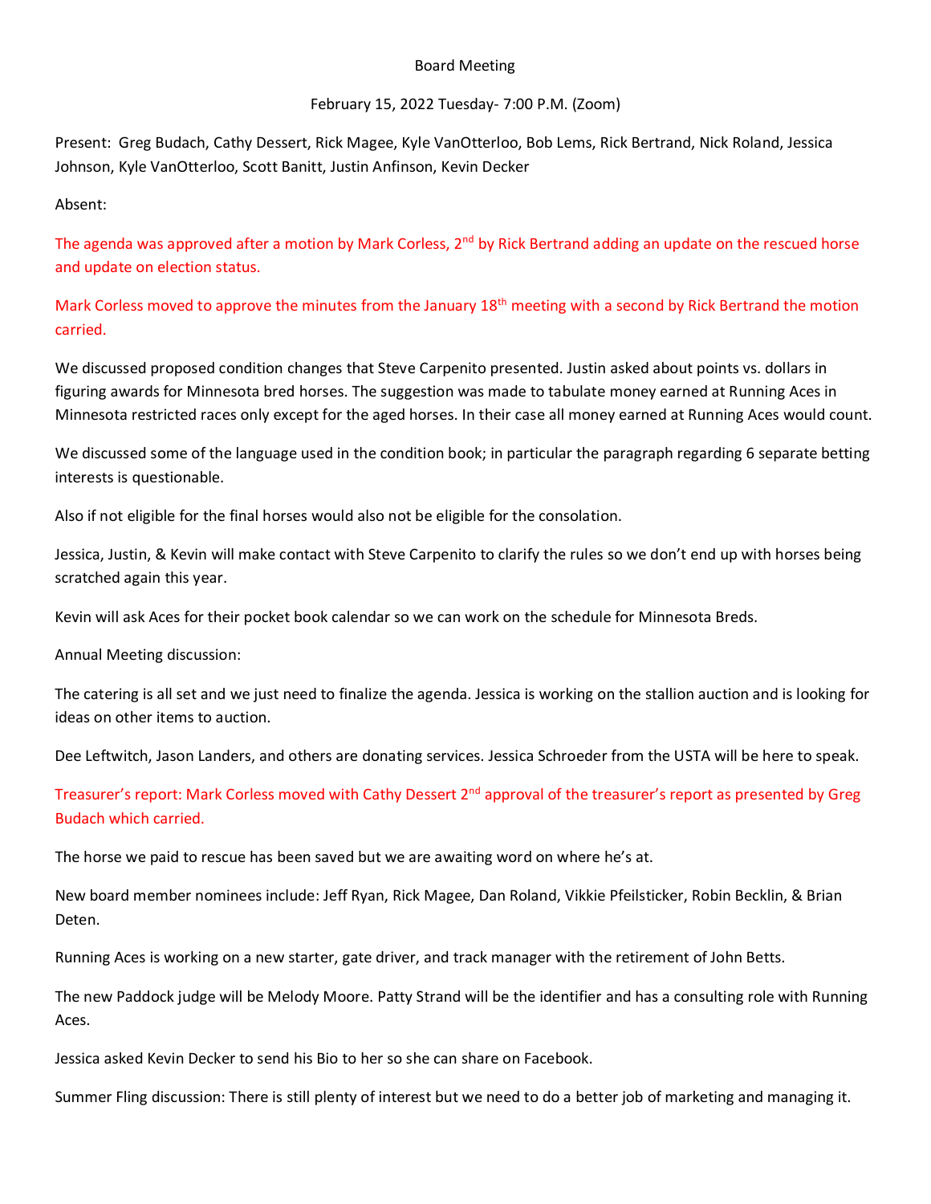Board Meeting

February 15, 2022 Tuesday- 7:00 P.M. (Zoom)

Present: Greg Budach, Cathy Dessert, Rick Magee, Kyle VanOtterloo, Bob Lems, Rick Bertrand, Nick Roland, Jessica Johnson, Kyle VanOtterloo, Scott Banitt, Justin Anfinson, Kevin Decker

Absent:

The agenda was approved after a motion by Mark Corless, 2nd by Rick Bertrand adding an update on the rescued horse and update on election status.

Mark Corless moved to approve the minutes from the January 18th meeting with a second by Rick Bertrand the motion carried.

We discussed proposed condition changes that Steve Carpenito presented. Justin asked about points vs. dollars in figuring awards for Minnesota bred horses. The suggestion was made to tabulate money earned at Running Aces in Minnesota restricted races only except for the aged horses. In their case all money earned at Running Aces would count.

We discussed some of the language used in the condition book; in particular the paragraph regarding 6 separate betting interests is questionable.

Also if not eligible for the final horses would also not be eligible for the consolation.

Jessica, Justin, & Kevin will make contact with Steve Carpenito to clarify the rules so we don't end up with horses being scratched again this year.

Kevin will ask Aces for their pocket book calendar so we can work on the schedule for Minnesota Breds.

Annual Meeting discussion:

The catering is all set and we just need to finalize the agenda. Jessica is working on the stallion auction and is looking for ideas on other items to auction.

Dee Leftwitch, Jason Landers, and others are donating services. Jessica Schroeder from the USTA will be here to speak.

Treasurer's report: Mark Corless moved with Cathy Dessert 2nd approval of the treasurer's report as presented by Greg Budach which carried.

The horse we paid to rescue has been saved but we are awaiting word on where he's at.

New board member nominees include: Jeff Ryan, Rick Magee, Dan Roland, Vikkie Pfeilsticker, Robin Becklin, & Brian Deten.

Running Aces is working on a new starter, gate driver, and track manager with the retirement of John Betts.

The new Paddock judge will be Melody Moore. Patty Strand will be the identifier and has a consulting role with Running Aces.

Jessica asked Kevin Decker to send his Bio to her so she can share on Facebook.

Summer Fling discussion: There is still plenty of interest but we need to do a better job of marketing and managing it.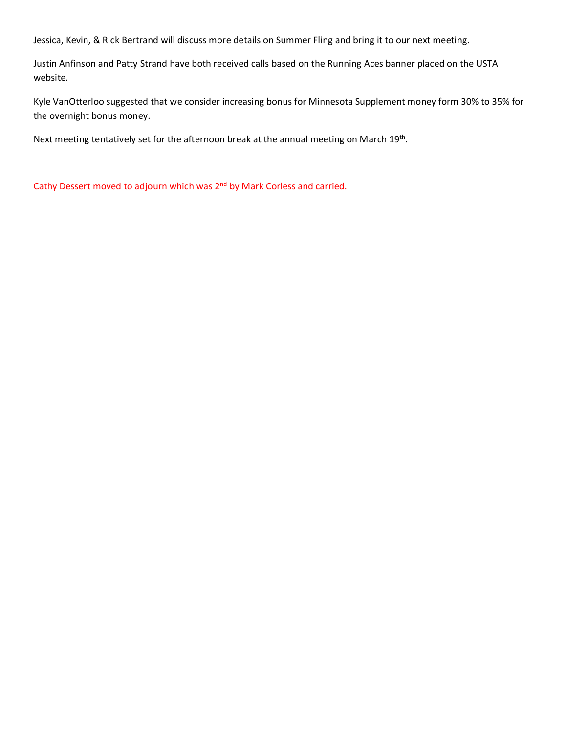Jessica, Kevin, & Rick Bertrand will discuss more details on Summer Fling and bring it to our next meeting.

Justin Anfinson and Patty Strand have both received calls based on the Running Aces banner placed on the USTA website.

Kyle VanOtterloo suggested that we consider increasing bonus for Minnesota Supplement money form 30% to 35% for the overnight bonus money.

Next meeting tentatively set for the afternoon break at the annual meeting on March 19th.

Cathy Dessert moved to adjourn which was 2nd by Mark Corless and carried.